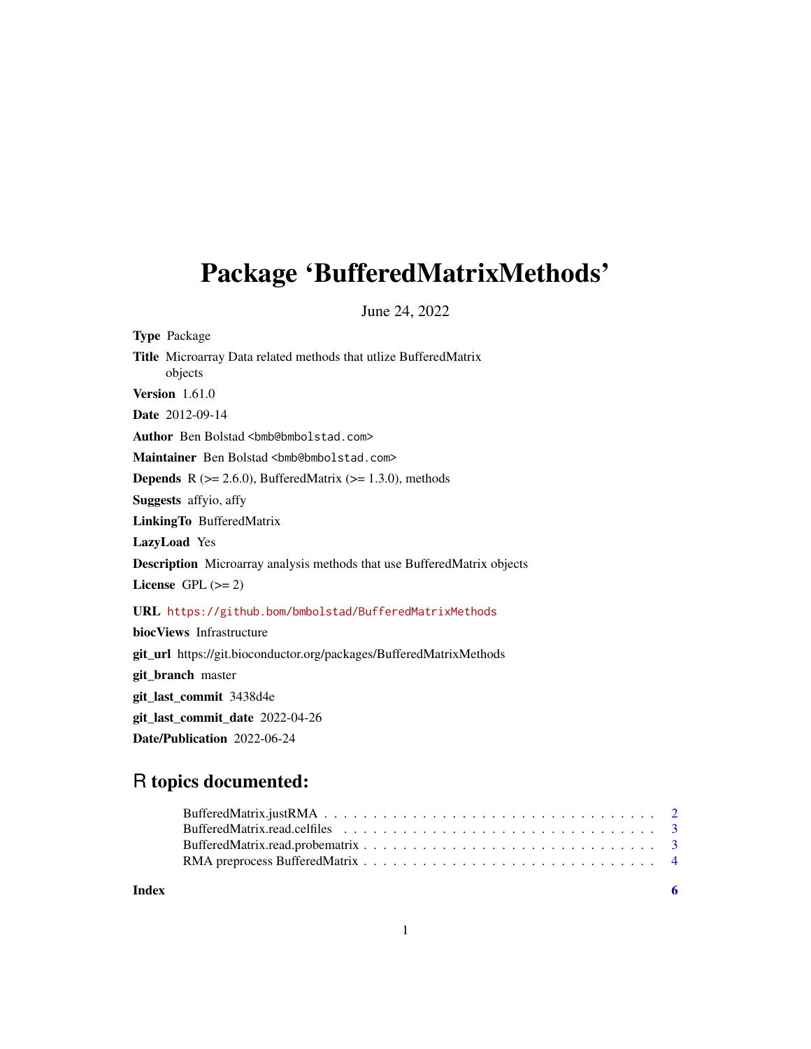# Package 'BufferedMatrixMethods'

June 24, 2022

**Type** Package

**Title** Microarray Data related methods that utlize BufferedMatrix objects

**Version** 1.61.0

**Date** 2012-09-14

**Author** Ben Bolstad <bmb@bmbolstad.com>

**Maintainer** Ben Bolstad <bmb@bmbolstad.com>

**Depends** R (>= 2.6.0), BufferedMatrix (>= 1.3.0), methods

**Suggests** affyio, affy

**LinkingTo** BufferedMatrix

**LazyLoad** Yes

**Description** Microarray analysis methods that use BufferedMatrix objects

**License** GPL (>= 2)

**URL** https://github.bom/bmbolstad/BufferedMatrixMethods

**biocViews** Infrastructure

**git_url** https://git.bioconductor.org/packages/BufferedMatrixMethods

**git_branch** master

**git_last_commit** 3438d4e

**git_last_commit_date** 2022-04-26

**Date/Publication** 2022-06-24

## R topics documented:

- BufferedMatrix.justRMA . . . . . . . . . . . . . . . . . . . . . . . . . . . . . . . . . . 2
- BufferedMatrix.read.celfiles . . . . . . . . . . . . . . . . . . . . . . . . . . . . . . . . 3
- BufferedMatrix.read.probematrix . . . . . . . . . . . . . . . . . . . . . . . . . . . . . . 3
- RMA preprocess BufferedMatrix . . . . . . . . . . . . . . . . . . . . . . . . . . . . . . 4

**Index** 6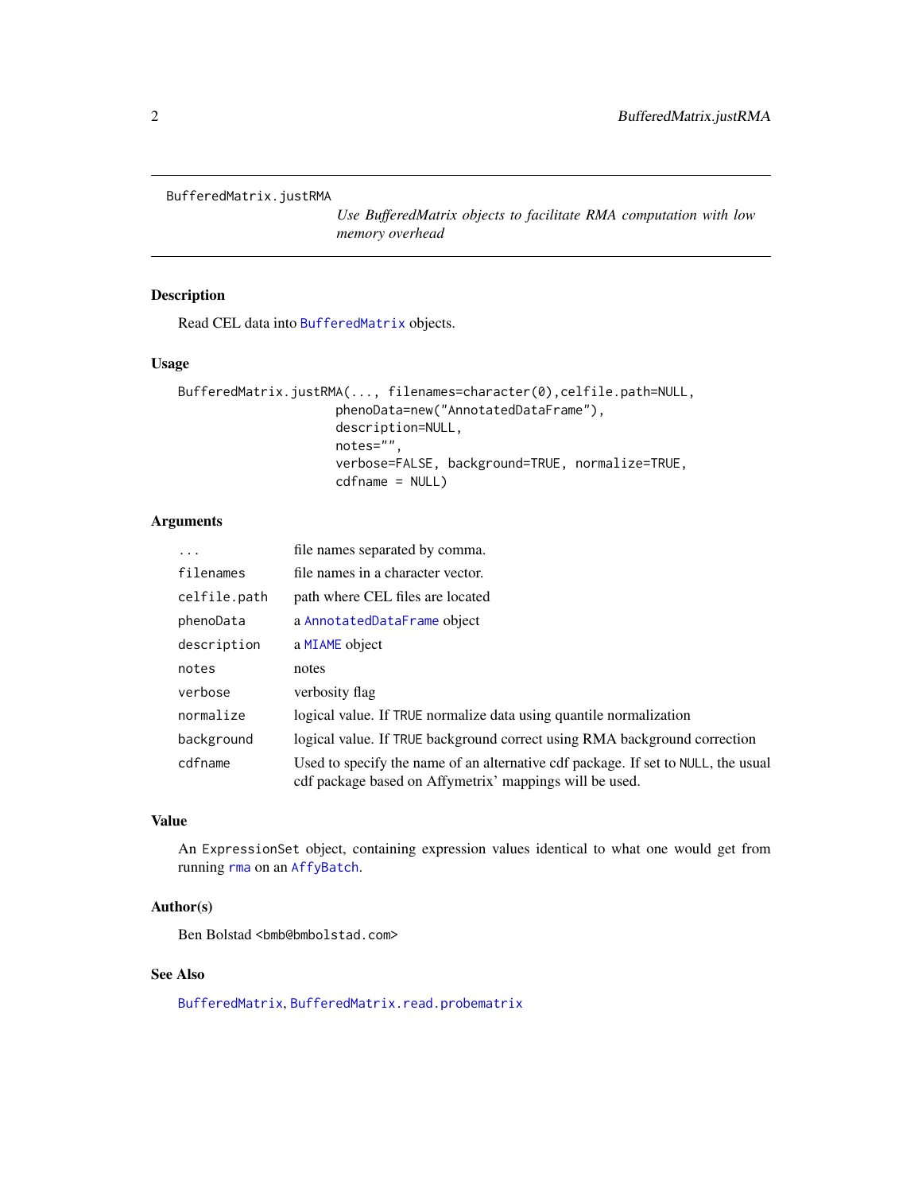## BufferedMatrix.justRMA

*Use BufferedMatrix objects to facilitate RMA computation with low memory overhead*

### Description

Read CEL data into `BufferedMatrix` objects.

### Usage

```
BufferedMatrix.justRMA(..., filenames=character(0),celfile.path=NULL,
                       phenoData=new("AnnotatedDataFrame"),
                       description=NULL,
                       notes="",
                       verbose=FALSE, background=TRUE, normalize=TRUE,
                       cdfname = NULL)
```

### Arguments

| | |
|---|---|
| `...` | file names separated by comma. |
| `filenames` | file names in a character vector. |
| `celfile.path` | path where CEL files are located |
| `phenoData` | a `AnnotatedDataFrame` object |
| `description` | a `MIAME` object |
| `notes` | notes |
| `verbose` | verbosity flag |
| `normalize` | logical value. If `TRUE` normalize data using quantile normalization |
| `background` | logical value. If `TRUE` background correct using RMA background correction |
| `cdfname` | Used to specify the name of an alternative cdf package. If set to `NULL`, the usual cdf package based on Affymetrix' mappings will be used. |

### Value

An `ExpressionSet` object, containing expression values identical to what one would get from running `rma` on an `AffyBatch`.

### Author(s)

Ben Bolstad <bmb@bmbolstad.com>

### See Also

`BufferedMatrix`, `BufferedMatrix.read.probematrix`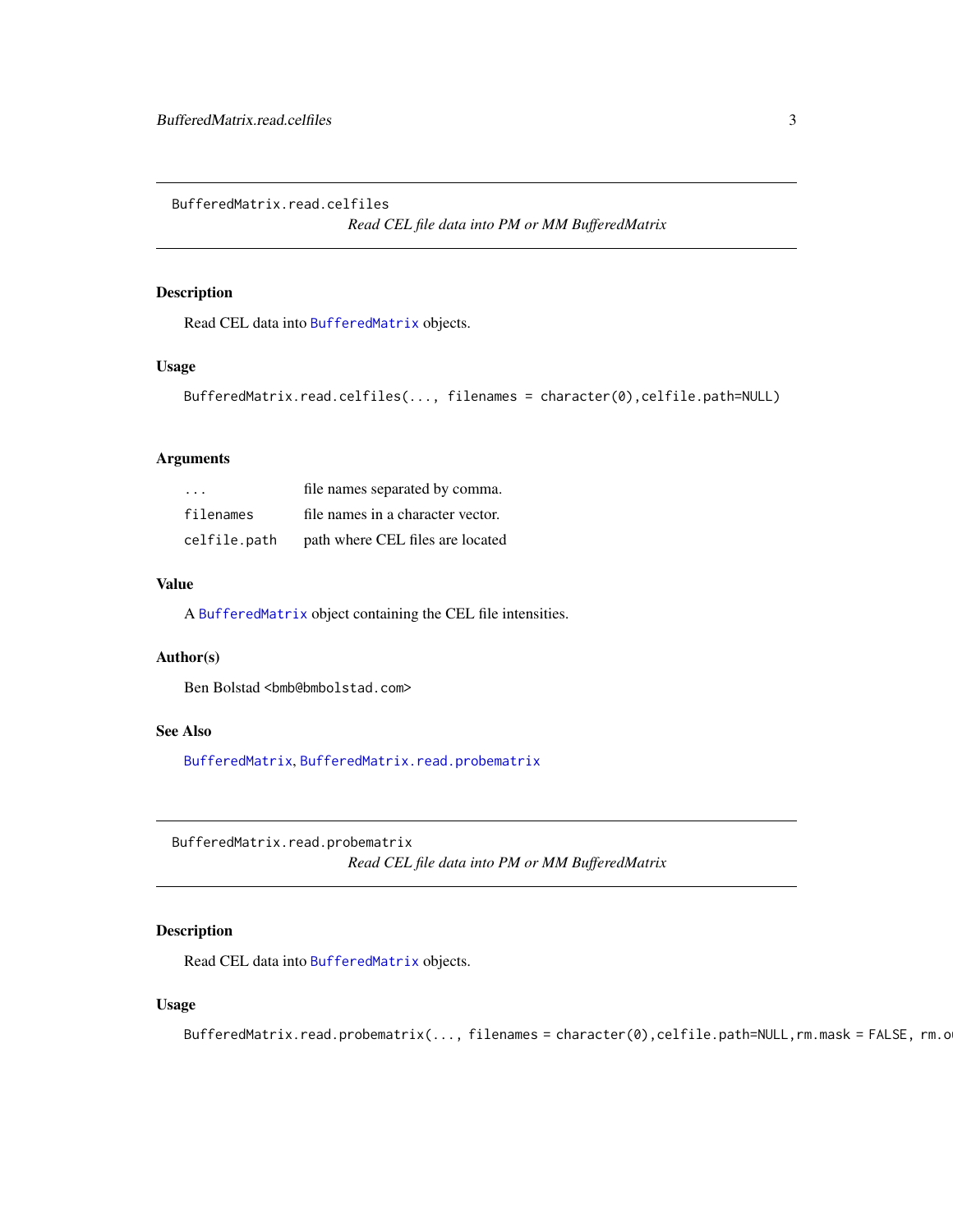## BufferedMatrix.read.celfiles

*Read CEL file data into PM or MM BufferedMatrix*

### Description

Read CEL data into `BufferedMatrix` objects.

### Usage

```
BufferedMatrix.read.celfiles(..., filenames = character(0),celfile.path=NULL)
```

### Arguments

| | |
|---|---|
| `...` | file names separated by comma. |
| `filenames` | file names in a character vector. |
| `celfile.path` | path where CEL files are located |

### Value

A `BufferedMatrix` object containing the CEL file intensities.

### Author(s)

Ben Bolstad <bmb@bmbolstad.com>

### See Also

`BufferedMatrix`, `BufferedMatrix.read.probematrix`

## BufferedMatrix.read.probematrix

*Read CEL file data into PM or MM BufferedMatrix*

### Description

Read CEL data into `BufferedMatrix` objects.

### Usage

```
BufferedMatrix.read.probematrix(..., filenames = character(0),celfile.path=NULL,rm.mask = FALSE, rm.o
```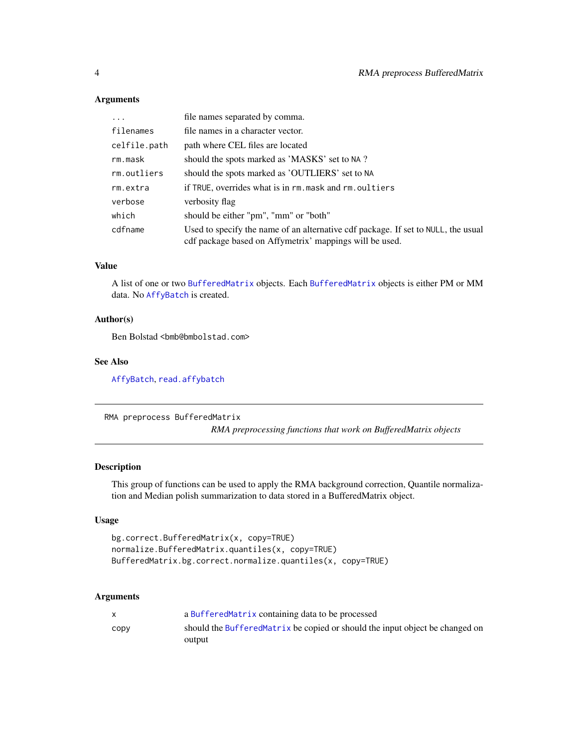### Arguments

| | |
|---|---|
| `...` | file names separated by comma. |
| `filenames` | file names in a character vector. |
| `celfile.path` | path where CEL files are located |
| `rm.mask` | should the spots marked as 'MASKS' set to `NA` ? |
| `rm.outliers` | should the spots marked as 'OUTLIERS' set to `NA` |
| `rm.extra` | if `TRUE`, overrides what is in `rm.mask` and `rm.oultiers` |
| `verbose` | verbosity flag |
| `which` | should be either "pm", "mm" or "both" |
| `cdfname` | Used to specify the name of an alternative cdf package. If set to `NULL`, the usual cdf package based on Affymetrix' mappings will be used. |

### Value

A list of one or two `BufferedMatrix` objects. Each `BufferedMatrix` objects is either PM or MM data. No `AffyBatch` is created.

### Author(s)

Ben Bolstad <bmb@bmbolstad.com>

### See Also

`AffyBatch`, `read.affybatch`

---

## RMA preprocess BufferedMatrix

*RMA preprocessing functions that work on BufferedMatrix objects*

---

### Description

This group of functions can be used to apply the RMA background correction, Quantile normalization and Median polish summarization to data stored in a BufferedMatrix object.

### Usage

```
bg.correct.BufferedMatrix(x, copy=TRUE)
normalize.BufferedMatrix.quantiles(x, copy=TRUE)
BufferedMatrix.bg.correct.normalize.quantiles(x, copy=TRUE)
```

### Arguments

| | |
|---|---|
| `x` | a `BufferedMatrix` containing data to be processed |
| `copy` | should the `BufferedMatrix` be copied or should the input object be changed on output |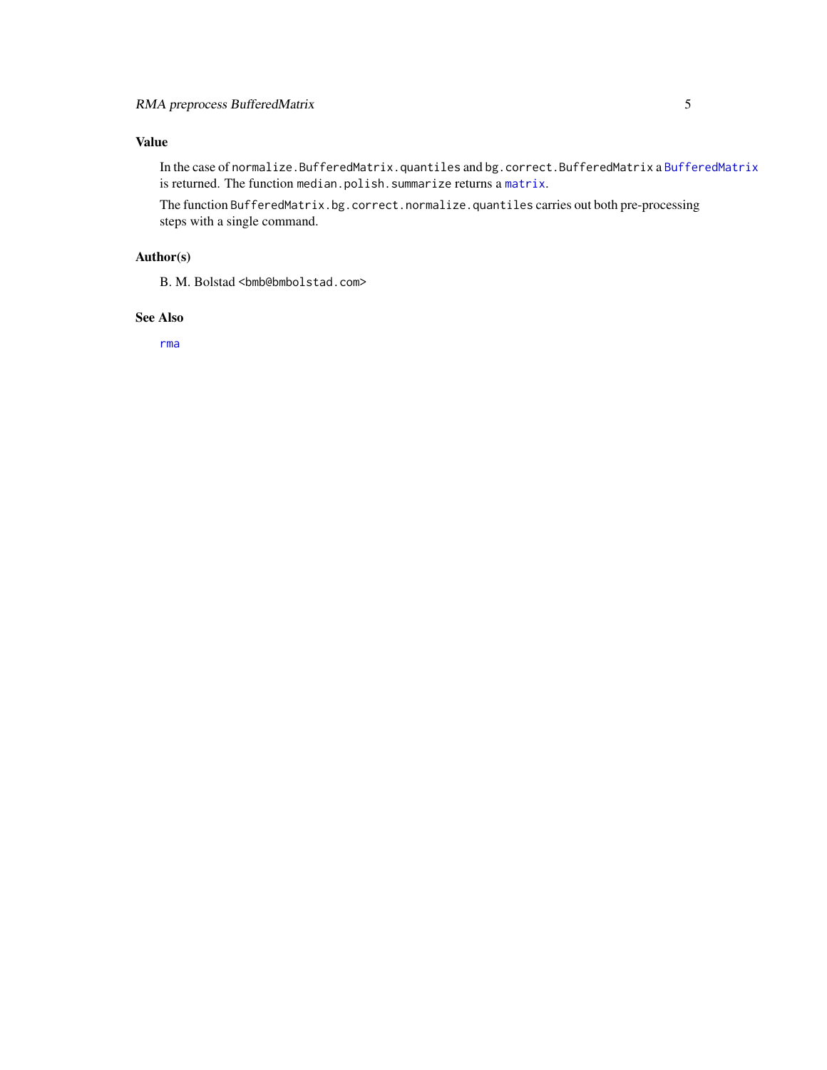### Value

In the case of `normalize.BufferedMatrix.quantiles` and `bg.correct.BufferedMatrix` a `BufferedMatrix` is returned. The function `median.polish.summarize` returns a `matrix`.

The function `BufferedMatrix.bg.correct.normalize.quantiles` carries out both pre-processing steps with a single command.

### Author(s)

B. M. Bolstad <bmb@bmbolstad.com>

### See Also

`rma`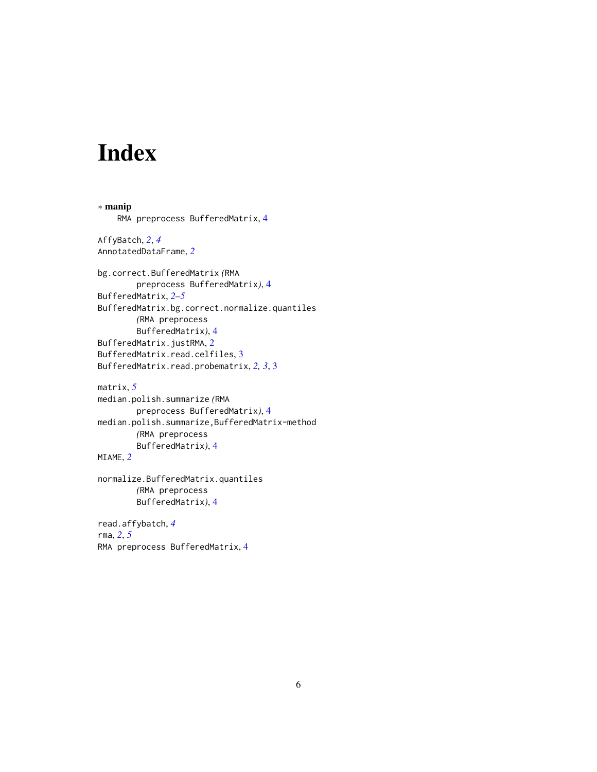# Index

∗ **manip**

    RMA preprocess BufferedMatrix, 4

AffyBatch, *2*, *4*
AnnotatedDataFrame, *2*

bg.correct.BufferedMatrix *(*RMA preprocess BufferedMatrix*)*, 4
BufferedMatrix, *2–5*
BufferedMatrix.bg.correct.normalize.quantiles *(*RMA preprocess BufferedMatrix*)*, 4
BufferedMatrix.justRMA, 2
BufferedMatrix.read.celfiles, 3
BufferedMatrix.read.probematrix, *2, 3*, 3

matrix, *5*
median.polish.summarize *(*RMA preprocess BufferedMatrix*)*, 4
median.polish.summarize,BufferedMatrix-method *(*RMA preprocess BufferedMatrix*)*, 4
MIAME, *2*

normalize.BufferedMatrix.quantiles *(*RMA preprocess BufferedMatrix*)*, 4

read.affybatch, *4*
rma, *2*, *5*
RMA preprocess BufferedMatrix, 4